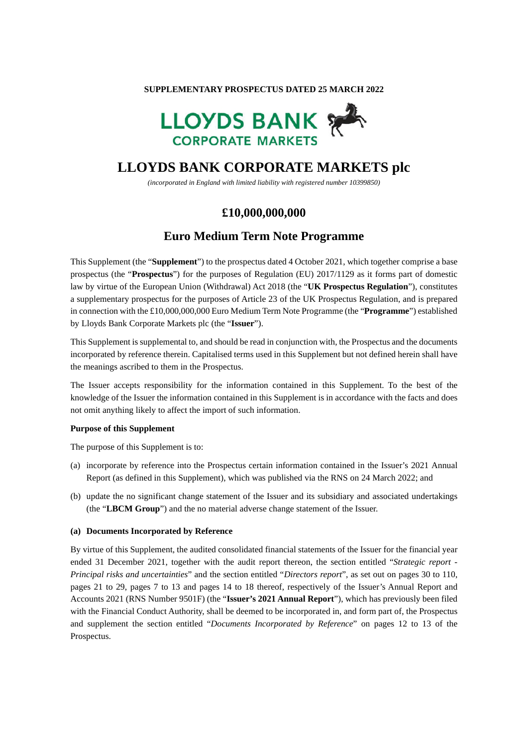**SUPPLEMENTARY PROSPECTUS DATED 25 MARCH 2022**

LLOYDS BANK CORPORATE MARKETS

# LLOYDS BANK CORPORATE MARKETS plc

*(incorporated in England with limited liability with registered number 10399850)*

## £10,000,000,000

## Euro Medium Term Note Programme

This Supplement (the "**Supplement**") to the prospectus dated 4 October 2021, which together comprise a base prospectus (the "**Prospectus**") for the purposes of Regulation (EU) 2017/1129 as it forms part of domestic law by virtue of the European Union (Withdrawal) Act 2018 (the "**UK Prospectus Regulation**"), constitutes a supplementary prospectus for the purposes of Article 23 of the UK Prospectus Regulation, and is prepared in connection with the £10,000,000,000 Euro Medium Term Note Programme (the "**Programme**") established by Lloyds Bank Corporate Markets plc (the "**Issuer**").

This Supplement is supplemental to, and should be read in conjunction with, the Prospectus and the documents incorporated by reference therein. Capitalised terms used in this Supplement but not defined herein shall have the meanings ascribed to them in the Prospectus.

The Issuer accepts responsibility for the information contained in this Supplement. To the best of the knowledge of the Issuer the information contained in this Supplement is in accordance with the facts and does not omit anything likely to affect the import of such information.

**Purpose of this Supplement**

The purpose of this Supplement is to:

(a) incorporate by reference into the Prospectus certain information contained in the Issuer's 2021 Annual Report (as defined in this Supplement), which was published via the RNS on 24 March 2022; and

(b) update the no significant change statement of the Issuer and its subsidiary and associated undertakings (the "**LBCM Group**") and the no material adverse change statement of the Issuer.

**(a) Documents Incorporated by Reference**

By virtue of this Supplement, the audited consolidated financial statements of the Issuer for the financial year ended 31 December 2021, together with the audit report thereon, the section entitled "*Strategic report - Principal risks and uncertainties*" and the section entitled "*Directors report*", as set out on pages 30 to 110, pages 21 to 29, pages 7 to 13 and pages 14 to 18 thereof, respectively of the Issuer's Annual Report and Accounts 2021 (RNS Number 9501F) (the "**Issuer's 2021 Annual Report**"), which has previously been filed with the Financial Conduct Authority, shall be deemed to be incorporated in, and form part of, the Prospectus and supplement the section entitled "*Documents Incorporated by Reference*" on pages 12 to 13 of the Prospectus.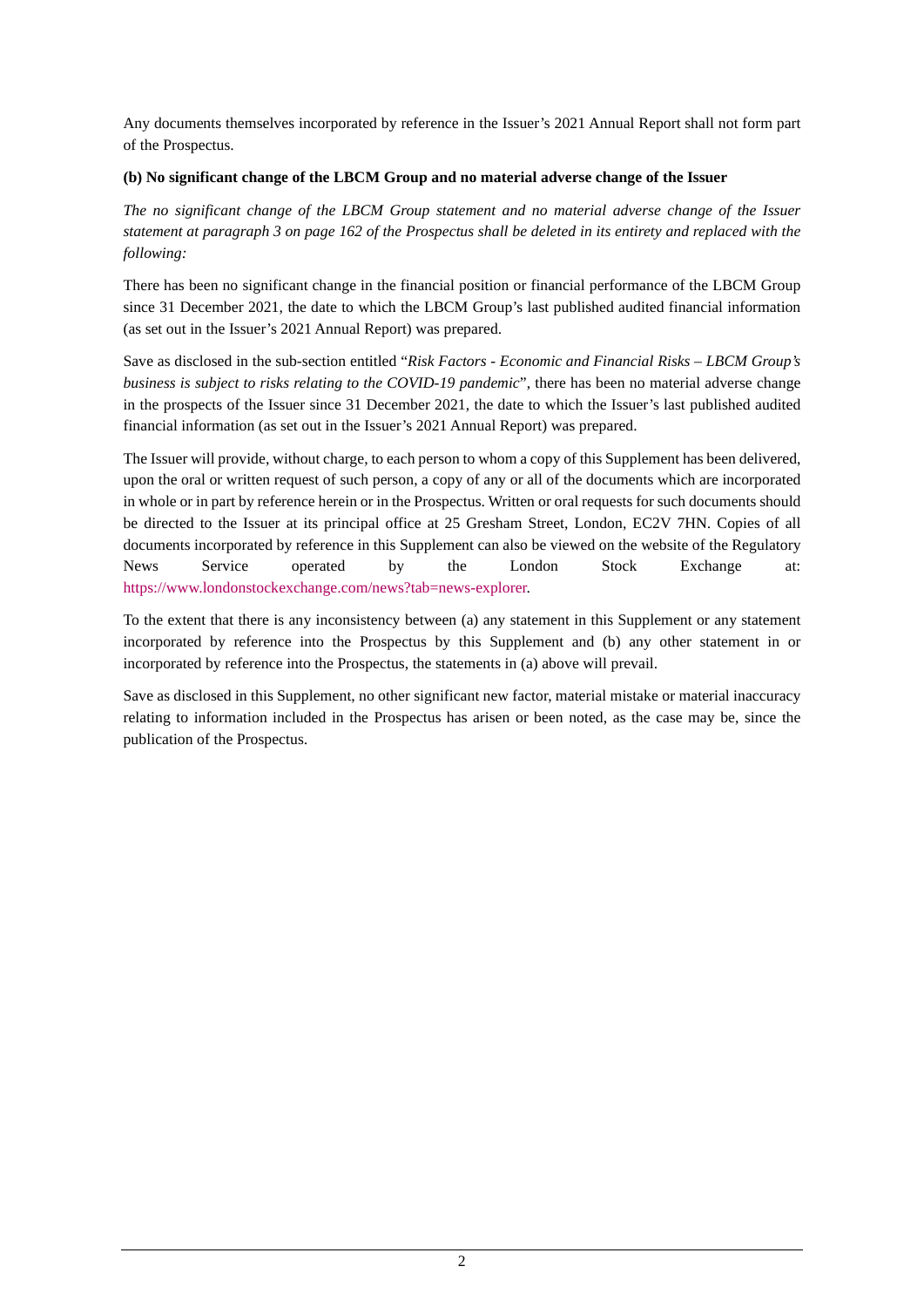Any documents themselves incorporated by reference in the Issuer's 2021 Annual Report shall not form part of the Prospectus.

**(b) No significant change of the LBCM Group and no material adverse change of the Issuer**

*The no significant change of the LBCM Group statement and no material adverse change of the Issuer statement at paragraph 3 on page 162 of the Prospectus shall be deleted in its entirety and replaced with the following:*

There has been no significant change in the financial position or financial performance of the LBCM Group since 31 December 2021, the date to which the LBCM Group's last published audited financial information (as set out in the Issuer's 2021 Annual Report) was prepared.

Save as disclosed in the sub-section entitled "*Risk Factors - Economic and Financial Risks – LBCM Group's business is subject to risks relating to the COVID-19 pandemic*", there has been no material adverse change in the prospects of the Issuer since 31 December 2021, the date to which the Issuer's last published audited financial information (as set out in the Issuer's 2021 Annual Report) was prepared.

The Issuer will provide, without charge, to each person to whom a copy of this Supplement has been delivered, upon the oral or written request of such person, a copy of any or all of the documents which are incorporated in whole or in part by reference herein or in the Prospectus. Written or oral requests for such documents should be directed to the Issuer at its principal office at 25 Gresham Street, London, EC2V 7HN. Copies of all documents incorporated by reference in this Supplement can also be viewed on the website of the Regulatory News Service operated by the London Stock Exchange at: https://www.londonstockexchange.com/news?tab=news-explorer.

To the extent that there is any inconsistency between (a) any statement in this Supplement or any statement incorporated by reference into the Prospectus by this Supplement and (b) any other statement in or incorporated by reference into the Prospectus, the statements in (a) above will prevail.

Save as disclosed in this Supplement, no other significant new factor, material mistake or material inaccuracy relating to information included in the Prospectus has arisen or been noted, as the case may be, since the publication of the Prospectus.